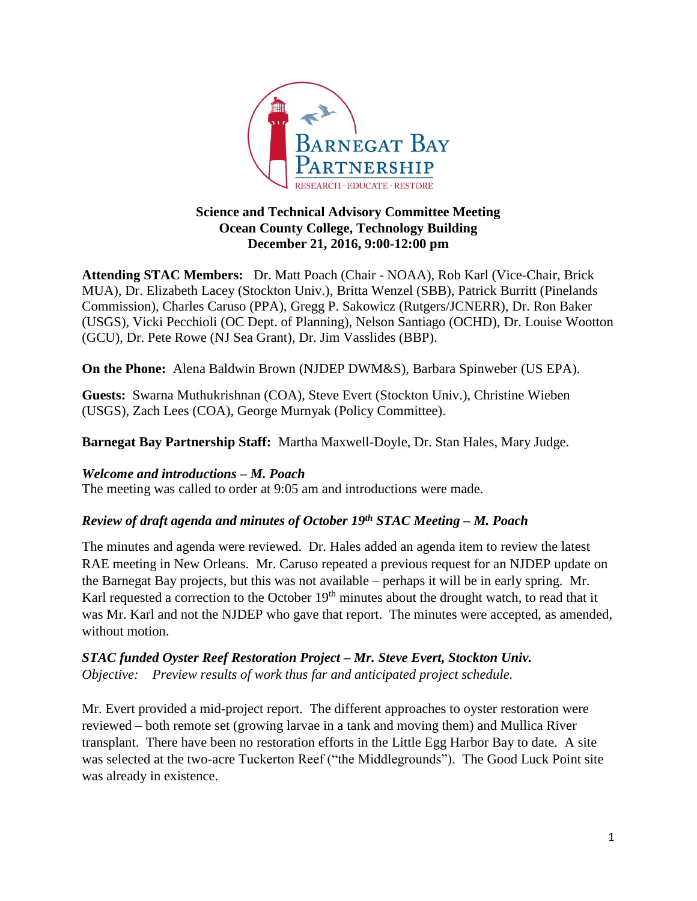**Science and Technical Advisory Committee Meeting**
**Ocean County College, Technology Building**
**December 21, 2016, 9:00-12:00 pm**

**Attending STAC Members:** Dr. Matt Poach (Chair - NOAA), Rob Karl (Vice-Chair, Brick MUA), Dr. Elizabeth Lacey (Stockton Univ.), Britta Wenzel (SBB), Patrick Burritt (Pinelands Commission), Charles Caruso (PPA), Gregg P. Sakowicz (Rutgers/JCNERR), Dr. Ron Baker (USGS), Vicki Pecchioli (OC Dept. of Planning), Nelson Santiago (OCHD), Dr. Louise Wootton (GCU), Dr. Pete Rowe (NJ Sea Grant), Dr. Jim Vasslides (BBP).

**On the Phone:** Alena Baldwin Brown (NJDEP DWM&S), Barbara Spinweber (US EPA).

**Guests:** Swarna Muthukrishnan (COA), Steve Evert (Stockton Univ.), Christine Wieben (USGS), Zach Lees (COA), George Murnyak (Policy Committee).

**Barnegat Bay Partnership Staff:** Martha Maxwell-Doyle, Dr. Stan Hales, Mary Judge.

***Welcome and introductions – M. Poach***

The meeting was called to order at 9:05 am and introductions were made.

***Review of draft agenda and minutes of October 19th STAC Meeting – M. Poach***

The minutes and agenda were reviewed. Dr. Hales added an agenda item to review the latest RAE meeting in New Orleans. Mr. Caruso repeated a previous request for an NJDEP update on the Barnegat Bay projects, but this was not available – perhaps it will be in early spring. Mr. Karl requested a correction to the October 19th minutes about the drought watch, to read that it was Mr. Karl and not the NJDEP who gave that report. The minutes were accepted, as amended, without motion.

***STAC funded Oyster Reef Restoration Project – Mr. Steve Evert, Stockton Univ.***

*Objective: Preview results of work thus far and anticipated project schedule.*

Mr. Evert provided a mid-project report. The different approaches to oyster restoration were reviewed – both remote set (growing larvae in a tank and moving them) and Mullica River transplant. There have been no restoration efforts in the Little Egg Harbor Bay to date. A site was selected at the two-acre Tuckerton Reef ("the Middlegrounds"). The Good Luck Point site was already in existence.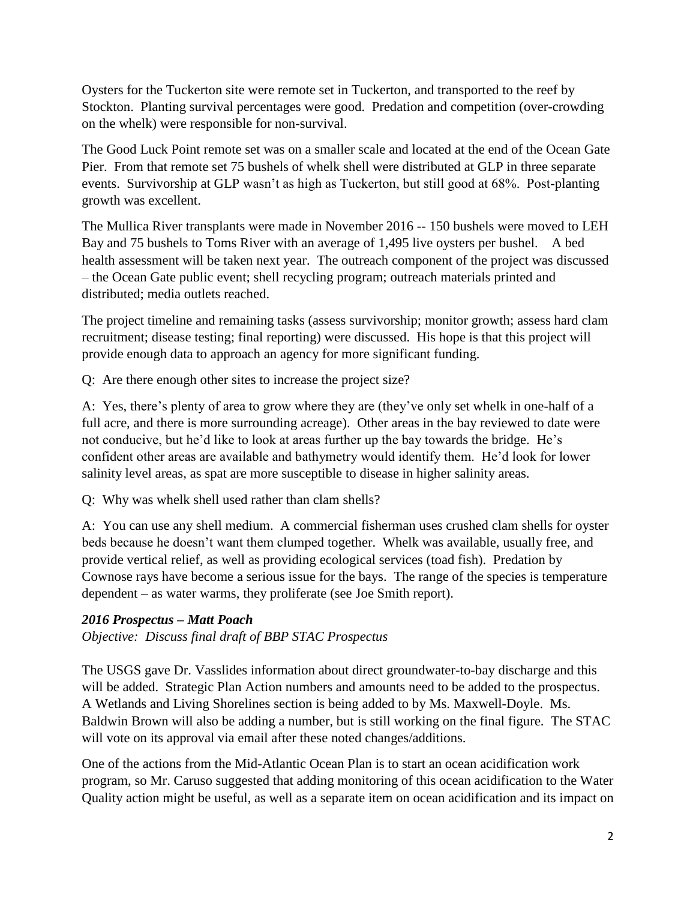Oysters for the Tuckerton site were remote set in Tuckerton, and transported to the reef by Stockton. Planting survival percentages were good. Predation and competition (over-crowding on the whelk) were responsible for non-survival.

The Good Luck Point remote set was on a smaller scale and located at the end of the Ocean Gate Pier. From that remote set 75 bushels of whelk shell were distributed at GLP in three separate events. Survivorship at GLP wasn't as high as Tuckerton, but still good at 68%. Post-planting growth was excellent.

The Mullica River transplants were made in November 2016 -- 150 bushels were moved to LEH Bay and 75 bushels to Toms River with an average of 1,495 live oysters per bushel. A bed health assessment will be taken next year. The outreach component of the project was discussed – the Ocean Gate public event; shell recycling program; outreach materials printed and distributed; media outlets reached.

The project timeline and remaining tasks (assess survivorship; monitor growth; assess hard clam recruitment; disease testing; final reporting) were discussed. His hope is that this project will provide enough data to approach an agency for more significant funding.

Q: Are there enough other sites to increase the project size?

A: Yes, there's plenty of area to grow where they are (they've only set whelk in one-half of a full acre, and there is more surrounding acreage). Other areas in the bay reviewed to date were not conducive, but he'd like to look at areas further up the bay towards the bridge. He's confident other areas are available and bathymetry would identify them. He'd look for lower salinity level areas, as spat are more susceptible to disease in higher salinity areas.

Q: Why was whelk shell used rather than clam shells?

A: You can use any shell medium. A commercial fisherman uses crushed clam shells for oyster beds because he doesn't want them clumped together. Whelk was available, usually free, and provide vertical relief, as well as providing ecological services (toad fish). Predation by Cownose rays have become a serious issue for the bays. The range of the species is temperature dependent – as water warms, they proliferate (see Joe Smith report).

### *2016 Prospectus – Matt Poach*

*Objective: Discuss final draft of BBP STAC Prospectus*

The USGS gave Dr. Vasslides information about direct groundwater-to-bay discharge and this will be added. Strategic Plan Action numbers and amounts need to be added to the prospectus. A Wetlands and Living Shorelines section is being added to by Ms. Maxwell-Doyle. Ms. Baldwin Brown will also be adding a number, but is still working on the final figure. The STAC will vote on its approval via email after these noted changes/additions.

One of the actions from the Mid-Atlantic Ocean Plan is to start an ocean acidification work program, so Mr. Caruso suggested that adding monitoring of this ocean acidification to the Water Quality action might be useful, as well as a separate item on ocean acidification and its impact on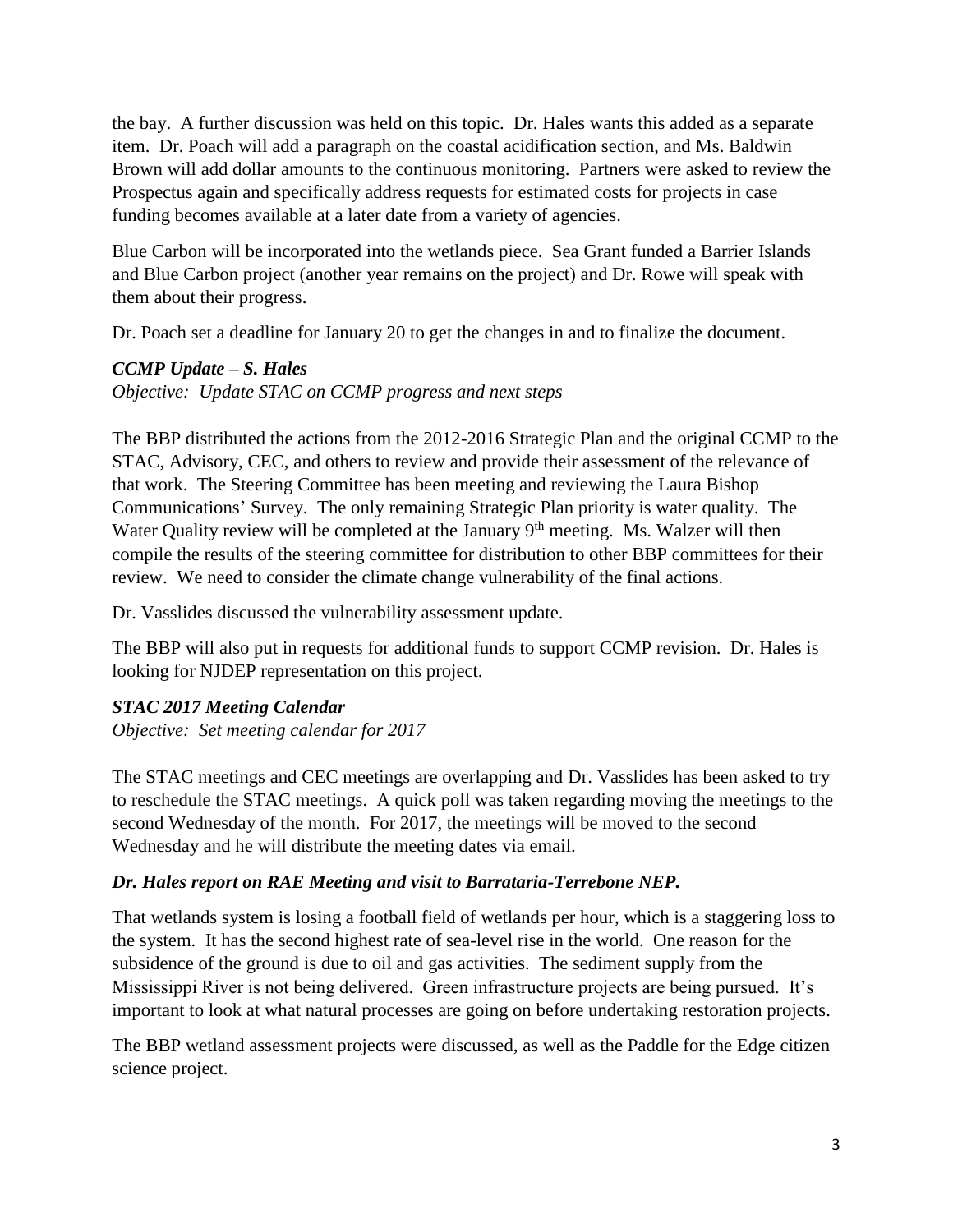the bay. A further discussion was held on this topic. Dr. Hales wants this added as a separate item. Dr. Poach will add a paragraph on the coastal acidification section, and Ms. Baldwin Brown will add dollar amounts to the continuous monitoring. Partners were asked to review the Prospectus again and specifically address requests for estimated costs for projects in case funding becomes available at a later date from a variety of agencies.

Blue Carbon will be incorporated into the wetlands piece. Sea Grant funded a Barrier Islands and Blue Carbon project (another year remains on the project) and Dr. Rowe will speak with them about their progress.

Dr. Poach set a deadline for January 20 to get the changes in and to finalize the document.

***CCMP Update – S. Hales***

*Objective: Update STAC on CCMP progress and next steps*

The BBP distributed the actions from the 2012-2016 Strategic Plan and the original CCMP to the STAC, Advisory, CEC, and others to review and provide their assessment of the relevance of that work. The Steering Committee has been meeting and reviewing the Laura Bishop Communications' Survey. The only remaining Strategic Plan priority is water quality. The Water Quality review will be completed at the January 9th meeting. Ms. Walzer will then compile the results of the steering committee for distribution to other BBP committees for their review. We need to consider the climate change vulnerability of the final actions.

Dr. Vasslides discussed the vulnerability assessment update.

The BBP will also put in requests for additional funds to support CCMP revision. Dr. Hales is looking for NJDEP representation on this project.

***STAC 2017 Meeting Calendar***

*Objective: Set meeting calendar for 2017*

The STAC meetings and CEC meetings are overlapping and Dr. Vasslides has been asked to try to reschedule the STAC meetings. A quick poll was taken regarding moving the meetings to the second Wednesday of the month. For 2017, the meetings will be moved to the second Wednesday and he will distribute the meeting dates via email.

***Dr. Hales report on RAE Meeting and visit to Barrataria-Terrebone NEP.***

That wetlands system is losing a football field of wetlands per hour, which is a staggering loss to the system. It has the second highest rate of sea-level rise in the world. One reason for the subsidence of the ground is due to oil and gas activities. The sediment supply from the Mississippi River is not being delivered. Green infrastructure projects are being pursued. It's important to look at what natural processes are going on before undertaking restoration projects.

The BBP wetland assessment projects were discussed, as well as the Paddle for the Edge citizen science project.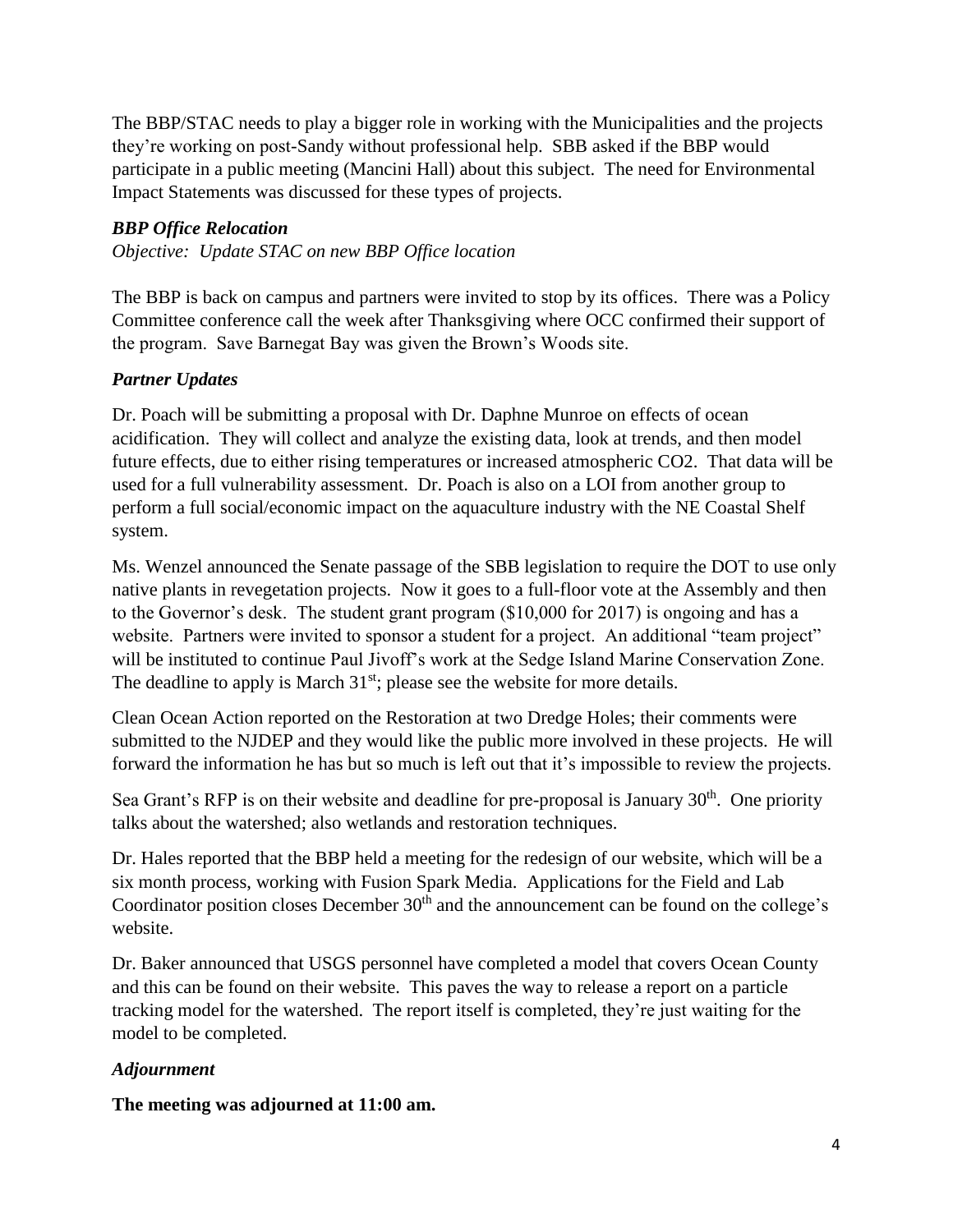The BBP/STAC needs to play a bigger role in working with the Municipalities and the projects they're working on post-Sandy without professional help. SBB asked if the BBP would participate in a public meeting (Mancini Hall) about this subject. The need for Environmental Impact Statements was discussed for these types of projects.

### *BBP Office Relocation*

*Objective: Update STAC on new BBP Office location*

The BBP is back on campus and partners were invited to stop by its offices. There was a Policy Committee conference call the week after Thanksgiving where OCC confirmed their support of the program. Save Barnegat Bay was given the Brown's Woods site.

### *Partner Updates*

Dr. Poach will be submitting a proposal with Dr. Daphne Munroe on effects of ocean acidification. They will collect and analyze the existing data, look at trends, and then model future effects, due to either rising temperatures or increased atmospheric CO2. That data will be used for a full vulnerability assessment. Dr. Poach is also on a LOI from another group to perform a full social/economic impact on the aquaculture industry with the NE Coastal Shelf system.

Ms. Wenzel announced the Senate passage of the SBB legislation to require the DOT to use only native plants in revegetation projects. Now it goes to a full-floor vote at the Assembly and then to the Governor's desk. The student grant program ($10,000 for 2017) is ongoing and has a website. Partners were invited to sponsor a student for a project. An additional "team project" will be instituted to continue Paul Jivoff's work at the Sedge Island Marine Conservation Zone. The deadline to apply is March 31st; please see the website for more details.

Clean Ocean Action reported on the Restoration at two Dredge Holes; their comments were submitted to the NJDEP and they would like the public more involved in these projects. He will forward the information he has but so much is left out that it's impossible to review the projects.

Sea Grant's RFP is on their website and deadline for pre-proposal is January 30th. One priority talks about the watershed; also wetlands and restoration techniques.

Dr. Hales reported that the BBP held a meeting for the redesign of our website, which will be a six month process, working with Fusion Spark Media. Applications for the Field and Lab Coordinator position closes December 30th and the announcement can be found on the college's website.

Dr. Baker announced that USGS personnel have completed a model that covers Ocean County and this can be found on their website. This paves the way to release a report on a particle tracking model for the watershed. The report itself is completed, they're just waiting for the model to be completed.

### *Adjournment*

**The meeting was adjourned at 11:00 am.**